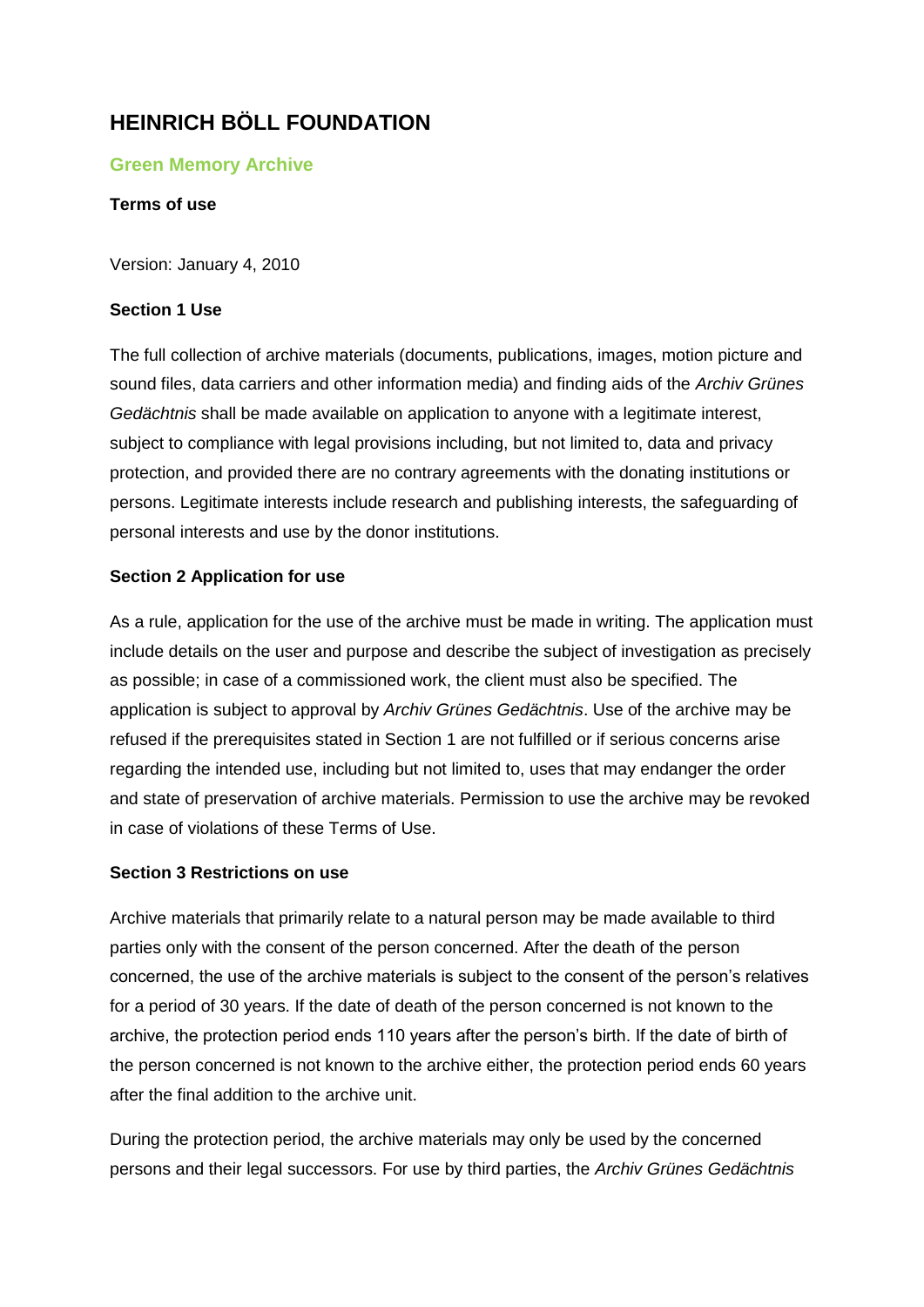# HEINRICH BÖLL FOUNDATION

## Green Memory Archive

**Terms of use**

Version: January 4, 2010

### Section 1 Use

The full collection of archive materials (documents, publications, images, motion picture and sound files, data carriers and other information media) and finding aids of the *Archiv Grünes Gedächtnis* shall be made available on application to anyone with a legitimate interest, subject to compliance with legal provisions including, but not limited to, data and privacy protection, and provided there are no contrary agreements with the donating institutions or persons. Legitimate interests include research and publishing interests, the safeguarding of personal interests and use by the donor institutions.

### Section 2 Application for use

As a rule, application for the use of the archive must be made in writing. The application must include details on the user and purpose and describe the subject of investigation as precisely as possible; in case of a commissioned work, the client must also be specified. The application is subject to approval by *Archiv Grünes Gedächtnis*. Use of the archive may be refused if the prerequisites stated in Section 1 are not fulfilled or if serious concerns arise regarding the intended use, including but not limited to, uses that may endanger the order and state of preservation of archive materials. Permission to use the archive may be revoked in case of violations of these Terms of Use.

### Section 3 Restrictions on use

Archive materials that primarily relate to a natural person may be made available to third parties only with the consent of the person concerned. After the death of the person concerned, the use of the archive materials is subject to the consent of the person's relatives for a period of 30 years. If the date of death of the person concerned is not known to the archive, the protection period ends 110 years after the person's birth. If the date of birth of the person concerned is not known to the archive either, the protection period ends 60 years after the final addition to the archive unit.

During the protection period, the archive materials may only be used by the concerned persons and their legal successors. For use by third parties, the *Archiv Grünes Gedächtnis*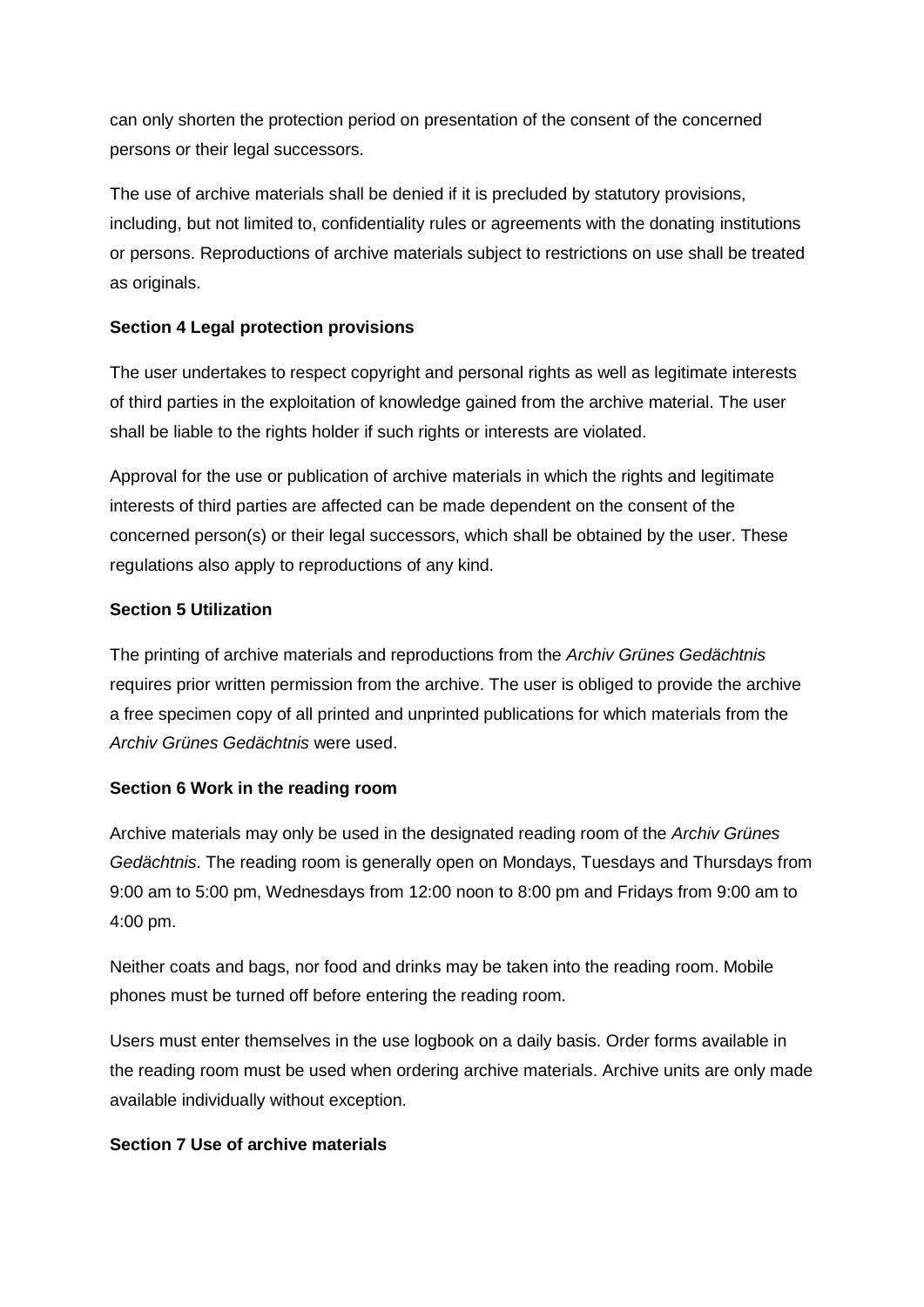can only shorten the protection period on presentation of the consent of the concerned persons or their legal successors.

The use of archive materials shall be denied if it is precluded by statutory provisions, including, but not limited to, confidentiality rules or agreements with the donating institutions or persons. Reproductions of archive materials subject to restrictions on use shall be treated as originals.

**Section 4 Legal protection provisions**

The user undertakes to respect copyright and personal rights as well as legitimate interests of third parties in the exploitation of knowledge gained from the archive material. The user shall be liable to the rights holder if such rights or interests are violated.

Approval for the use or publication of archive materials in which the rights and legitimate interests of third parties are affected can be made dependent on the consent of the concerned person(s) or their legal successors, which shall be obtained by the user. These regulations also apply to reproductions of any kind.

**Section 5 Utilization**

The printing of archive materials and reproductions from the *Archiv Grünes Gedächtnis* requires prior written permission from the archive. The user is obliged to provide the archive a free specimen copy of all printed and unprinted publications for which materials from the *Archiv Grünes Gedächtnis* were used.

**Section 6 Work in the reading room**

Archive materials may only be used in the designated reading room of the *Archiv Grünes Gedächtnis*. The reading room is generally open on Mondays, Tuesdays and Thursdays from 9:00 am to 5:00 pm, Wednesdays from 12:00 noon to 8:00 pm and Fridays from 9:00 am to 4:00 pm.

Neither coats and bags, nor food and drinks may be taken into the reading room. Mobile phones must be turned off before entering the reading room.

Users must enter themselves in the use logbook on a daily basis. Order forms available in the reading room must be used when ordering archive materials. Archive units are only made available individually without exception.

**Section 7 Use of archive materials**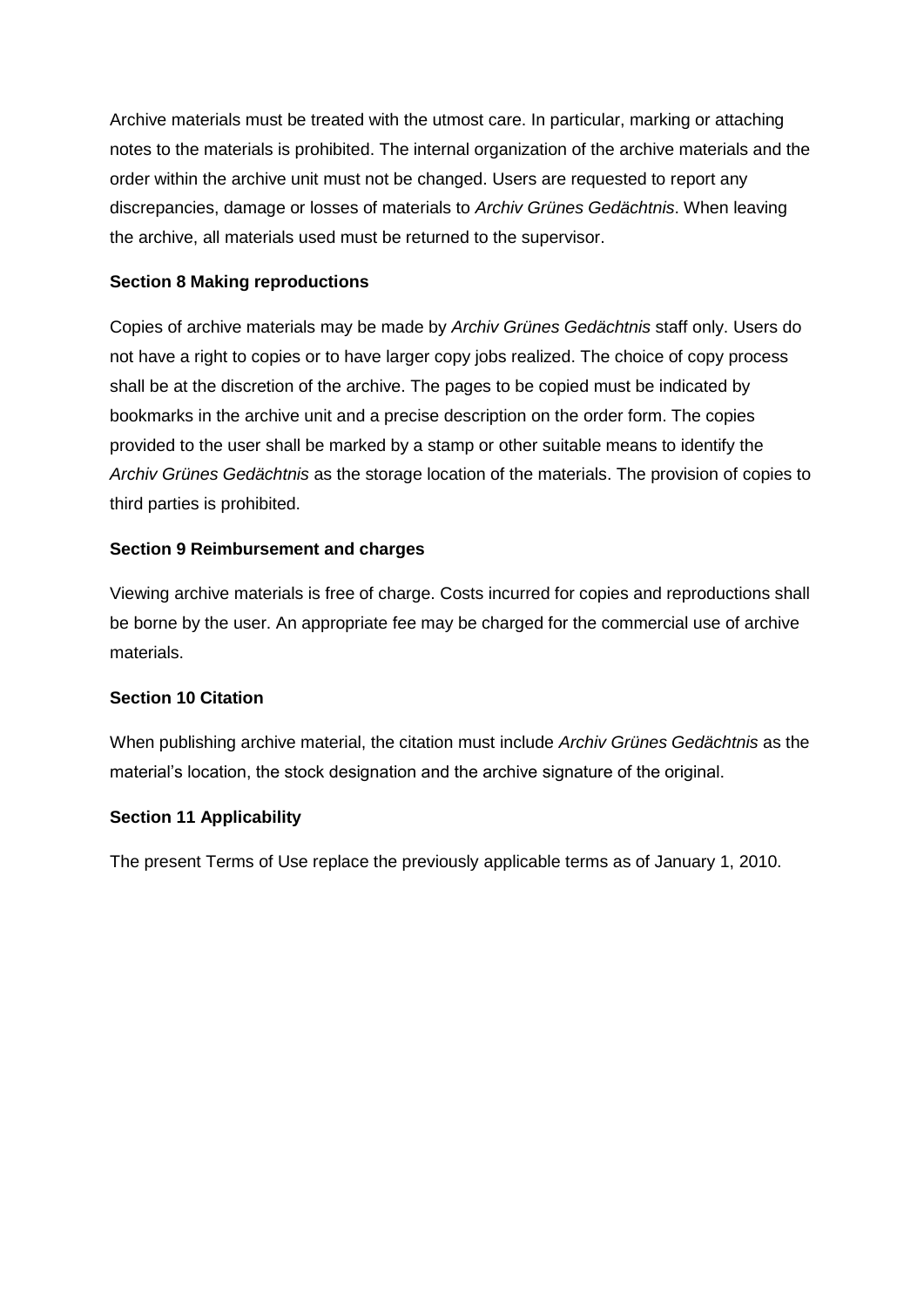Archive materials must be treated with the utmost care. In particular, marking or attaching notes to the materials is prohibited. The internal organization of the archive materials and the order within the archive unit must not be changed. Users are requested to report any discrepancies, damage or losses of materials to *Archiv Grünes Gedächtnis*. When leaving the archive, all materials used must be returned to the supervisor.

**Section 8 Making reproductions**

Copies of archive materials may be made by *Archiv Grünes Gedächtnis* staff only. Users do not have a right to copies or to have larger copy jobs realized. The choice of copy process shall be at the discretion of the archive. The pages to be copied must be indicated by bookmarks in the archive unit and a precise description on the order form. The copies provided to the user shall be marked by a stamp or other suitable means to identify the *Archiv Grünes Gedächtnis* as the storage location of the materials. The provision of copies to third parties is prohibited.

**Section 9 Reimbursement and charges**

Viewing archive materials is free of charge. Costs incurred for copies and reproductions shall be borne by the user. An appropriate fee may be charged for the commercial use of archive materials.

**Section 10 Citation**

When publishing archive material, the citation must include *Archiv Grünes Gedächtnis* as the material's location, the stock designation and the archive signature of the original.

**Section 11 Applicability**

The present Terms of Use replace the previously applicable terms as of January 1, 2010.